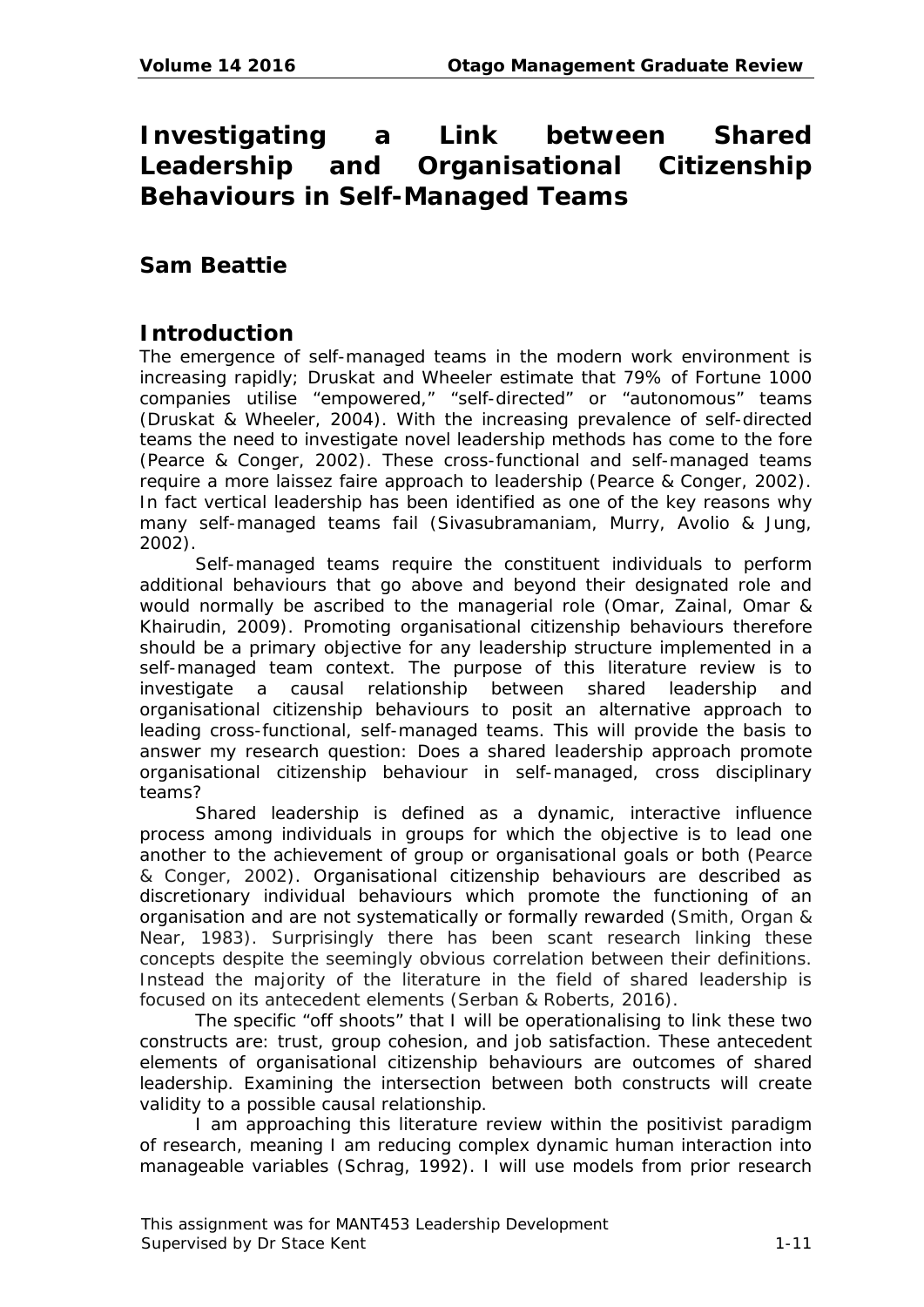# Investigating a Link between Shared Leadership and Organisational Citizenship Behaviours in Self-Managed Teams

## Sam Beattie

## Introduction

The emergence of self-managed teams in the modern work environment is increasing rapidly; Druskat and Wheeler estimate that 79% of Fortune 1000 companies utilise "empowered," "self-directed" or "autonomous" teams (Druskat & Wheeler, 2004). With the increasing prevalence of self-directed teams the need to investigate novel leadership methods has come to the fore (Pearce & Conger, 2002). These cross-functional and self-managed teams require a more laissez faire approach to leadership (Pearce & Conger, 2002). In fact vertical leadership has been identified as one of the key reasons why many self-managed teams fail (Sivasubramaniam, Murry, Avolio & Jung, 2002).

Self-managed teams require the constituent individuals to perform additional behaviours that go above and beyond their designated role and would normally be ascribed to the managerial role (Omar, Zainal, Omar & Khairudin, 2009). Promoting organisational citizenship behaviours therefore should be a primary objective for any leadership structure implemented in a self-managed team context. The purpose of this literature review is to investigate a causal relationship between shared leadership and organisational citizenship behaviours to posit an alternative approach to leading cross-functional, self-managed teams. This will provide the basis to answer my research question: Does a shared leadership approach promote organisational citizenship behaviour in self-managed, cross disciplinary teams?

Shared leadership is defined as a dynamic, interactive influence process among individuals in groups for which the objective is to lead one another to the achievement of group or organisational goals or both (Pearce & Conger, 2002). Organisational citizenship behaviours are described as discretionary individual behaviours which promote the functioning of an organisation and are not systematically or formally rewarded (Smith, Organ & Near, 1983). Surprisingly there has been scant research linking these concepts despite the seemingly obvious correlation between their definitions. Instead the majority of the literature in the field of shared leadership is focused on its antecedent elements (Serban & Roberts, 2016).

The specific "off shoots" that I will be operationalising to link these two constructs are: trust, group cohesion, and job satisfaction. These antecedent elements of organisational citizenship behaviours are outcomes of shared leadership. Examining the intersection between both constructs will create validity to a possible causal relationship.

I am approaching this literature review within the positivist paradigm of research, meaning I am reducing complex dynamic human interaction into manageable variables (Schrag, 1992). I will use models from prior research

This assignment was for MANT453 Leadership Development
Supervised by Dr Stace Kent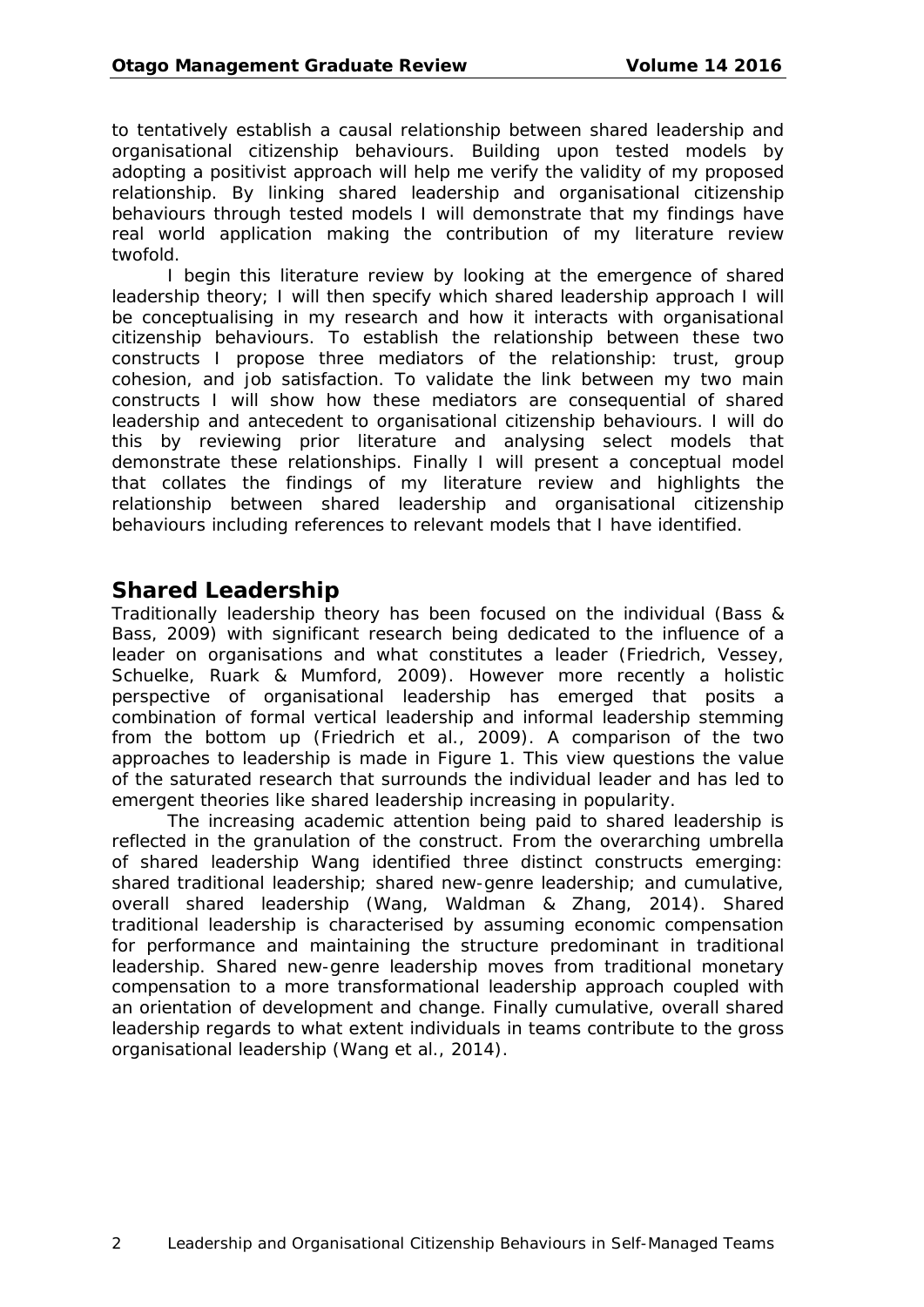to tentatively establish a causal relationship between shared leadership and organisational citizenship behaviours. Building upon tested models by adopting a positivist approach will help me verify the validity of my proposed relationship. By linking shared leadership and organisational citizenship behaviours through tested models I will demonstrate that my findings have real world application making the contribution of my literature review twofold.

I begin this literature review by looking at the emergence of shared leadership theory; I will then specify which shared leadership approach I will be conceptualising in my research and how it interacts with organisational citizenship behaviours. To establish the relationship between these two constructs I propose three mediators of the relationship: trust, group cohesion, and job satisfaction. To validate the link between my two main constructs I will show how these mediators are consequential of shared leadership and antecedent to organisational citizenship behaviours. I will do this by reviewing prior literature and analysing select models that demonstrate these relationships. Finally I will present a conceptual model that collates the findings of my literature review and highlights the relationship between shared leadership and organisational citizenship behaviours including references to relevant models that I have identified.

## Shared Leadership

Traditionally leadership theory has been focused on the individual (Bass & Bass, 2009) with significant research being dedicated to the influence of a leader on organisations and what constitutes a leader (Friedrich, Vessey, Schuelke, Ruark & Mumford, 2009). However more recently a holistic perspective of organisational leadership has emerged that posits a combination of formal vertical leadership and informal leadership stemming from the bottom up (Friedrich et al., 2009). A comparison of the two approaches to leadership is made in Figure 1. This view questions the value of the saturated research that surrounds the individual leader and has led to emergent theories like shared leadership increasing in popularity.

The increasing academic attention being paid to shared leadership is reflected in the granulation of the construct. From the overarching umbrella of shared leadership Wang identified three distinct constructs emerging: shared traditional leadership; shared new-genre leadership; and cumulative, overall shared leadership (Wang, Waldman & Zhang, 2014). Shared traditional leadership is characterised by assuming economic compensation for performance and maintaining the structure predominant in traditional leadership. Shared new-genre leadership moves from traditional monetary compensation to a more transformational leadership approach coupled with an orientation of development and change. Finally cumulative, overall shared leadership regards to what extent individuals in teams contribute to the gross organisational leadership (Wang et al., 2014).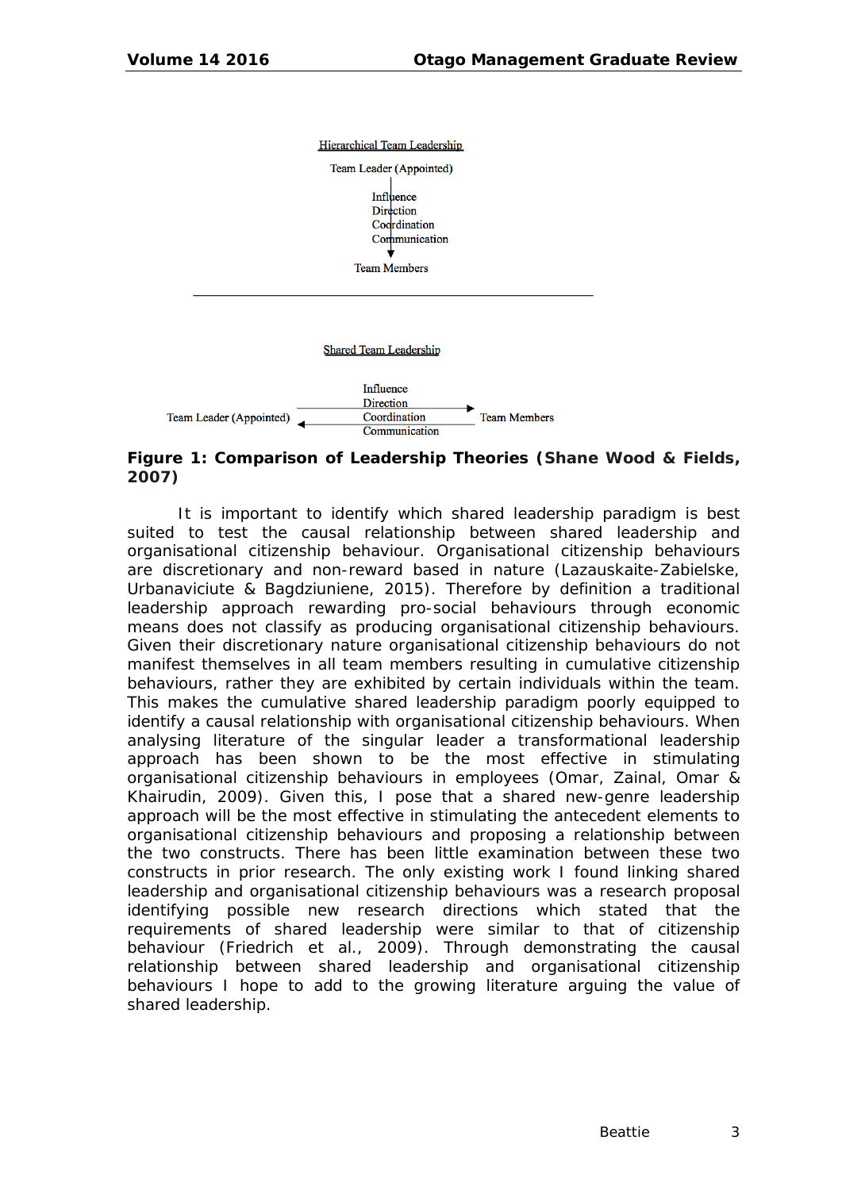Hierarchical Team Leadership

Team Leader (Appointed)

Influence
Direction
Coordination
Communication

Team Members

---

Shared Team Leadership

Team Leader (Appointed) ⇄ Influence / Direction / Coordination / Communication ⇄ Team Members

**Figure 1: Comparison of Leadership Theories (Shane Wood & Fields, 2007)**

It is important to identify which shared leadership paradigm is best suited to test the causal relationship between shared leadership and organisational citizenship behaviour. Organisational citizenship behaviours are discretionary and non-reward based in nature (Lazauskaite-Zabielske, Urbanaviciute & Bagdziuniene, 2015). Therefore by definition a traditional leadership approach rewarding pro-social behaviours through economic means does not classify as producing organisational citizenship behaviours. Given their discretionary nature organisational citizenship behaviours do not manifest themselves in all team members resulting in cumulative citizenship behaviours, rather they are exhibited by certain individuals within the team. This makes the cumulative shared leadership paradigm poorly equipped to identify a causal relationship with organisational citizenship behaviours. When analysing literature of the singular leader a transformational leadership approach has been shown to be the most effective in stimulating organisational citizenship behaviours in employees (Omar, Zainal, Omar & Khairudin, 2009). Given this, I pose that a shared new-genre leadership approach will be the most effective in stimulating the antecedent elements to organisational citizenship behaviours and proposing a relationship between the two constructs. There has been little examination between these two constructs in prior research. The only existing work I found linking shared leadership and organisational citizenship behaviours was a research proposal identifying possible new research directions which stated that the requirements of shared leadership were similar to that of citizenship behaviour (Friedrich et al., 2009). Through demonstrating the causal relationship between shared leadership and organisational citizenship behaviours I hope to add to the growing literature arguing the value of shared leadership.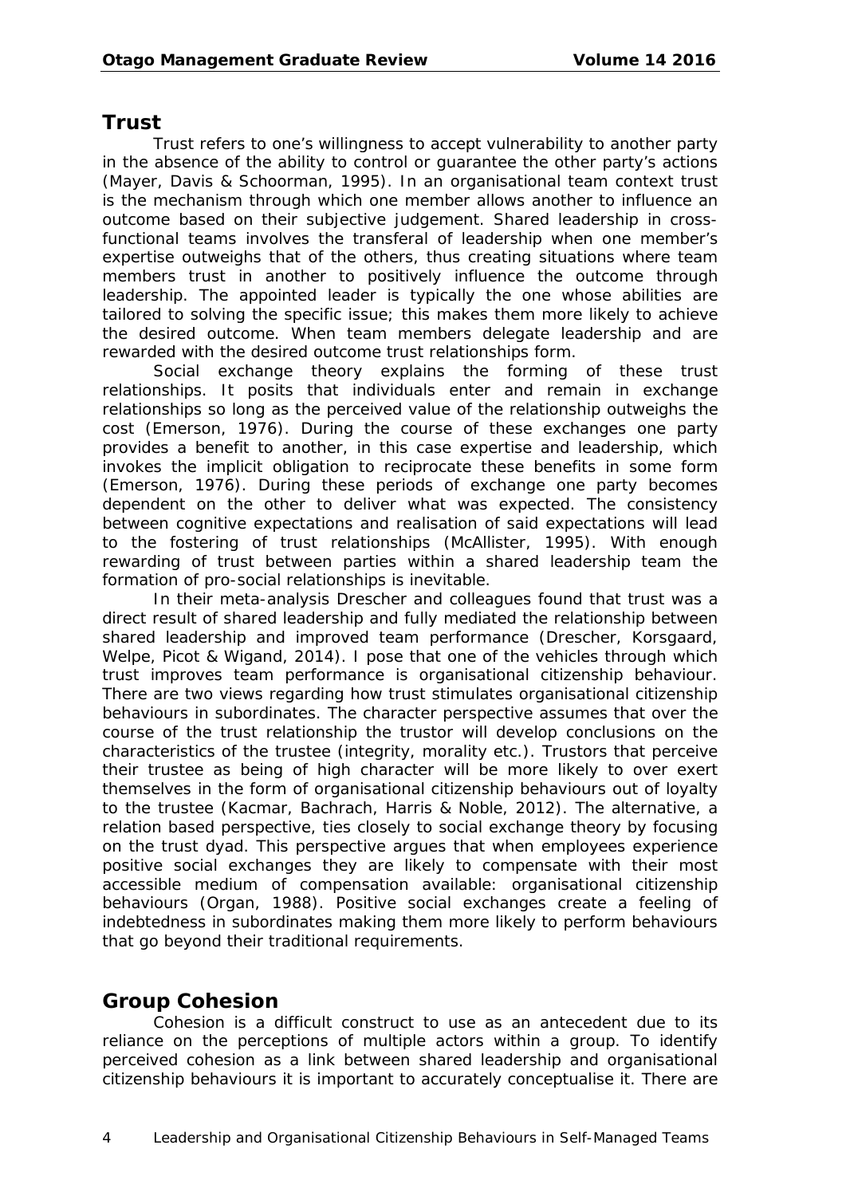## Trust

Trust refers to one's willingness to accept vulnerability to another party in the absence of the ability to control or guarantee the other party's actions (Mayer, Davis & Schoorman, 1995). In an organisational team context trust is the mechanism through which one member allows another to influence an outcome based on their subjective judgement. Shared leadership in cross-functional teams involves the transferal of leadership when one member's expertise outweighs that of the others, thus creating situations where team members trust in another to positively influence the outcome through leadership. The appointed leader is typically the one whose abilities are tailored to solving the specific issue; this makes them more likely to achieve the desired outcome. When team members delegate leadership and are rewarded with the desired outcome trust relationships form.

Social exchange theory explains the forming of these trust relationships. It posits that individuals enter and remain in exchange relationships so long as the perceived value of the relationship outweighs the cost (Emerson, 1976). During the course of these exchanges one party provides a benefit to another, in this case expertise and leadership, which invokes the implicit obligation to reciprocate these benefits in some form (Emerson, 1976). During these periods of exchange one party becomes dependent on the other to deliver what was expected. The consistency between cognitive expectations and realisation of said expectations will lead to the fostering of trust relationships (McAllister, 1995). With enough rewarding of trust between parties within a shared leadership team the formation of pro-social relationships is inevitable.

In their meta-analysis Drescher and colleagues found that trust was a direct result of shared leadership and fully mediated the relationship between shared leadership and improved team performance (Drescher, Korsgaard, Welpe, Picot & Wigand, 2014). I pose that one of the vehicles through which trust improves team performance is organisational citizenship behaviour. There are two views regarding how trust stimulates organisational citizenship behaviours in subordinates. The character perspective assumes that over the course of the trust relationship the trustor will develop conclusions on the characteristics of the trustee (integrity, morality etc.). Trustors that perceive their trustee as being of high character will be more likely to over exert themselves in the form of organisational citizenship behaviours out of loyalty to the trustee (Kacmar, Bachrach, Harris & Noble, 2012). The alternative, a relation based perspective, ties closely to social exchange theory by focusing on the trust dyad. This perspective argues that when employees experience positive social exchanges they are likely to compensate with their most accessible medium of compensation available: organisational citizenship behaviours (Organ, 1988). Positive social exchanges create a feeling of indebtedness in subordinates making them more likely to perform behaviours that go beyond their traditional requirements.

## Group Cohesion

Cohesion is a difficult construct to use as an antecedent due to its reliance on the perceptions of multiple actors within a group. To identify perceived cohesion as a link between shared leadership and organisational citizenship behaviours it is important to accurately conceptualise it. There are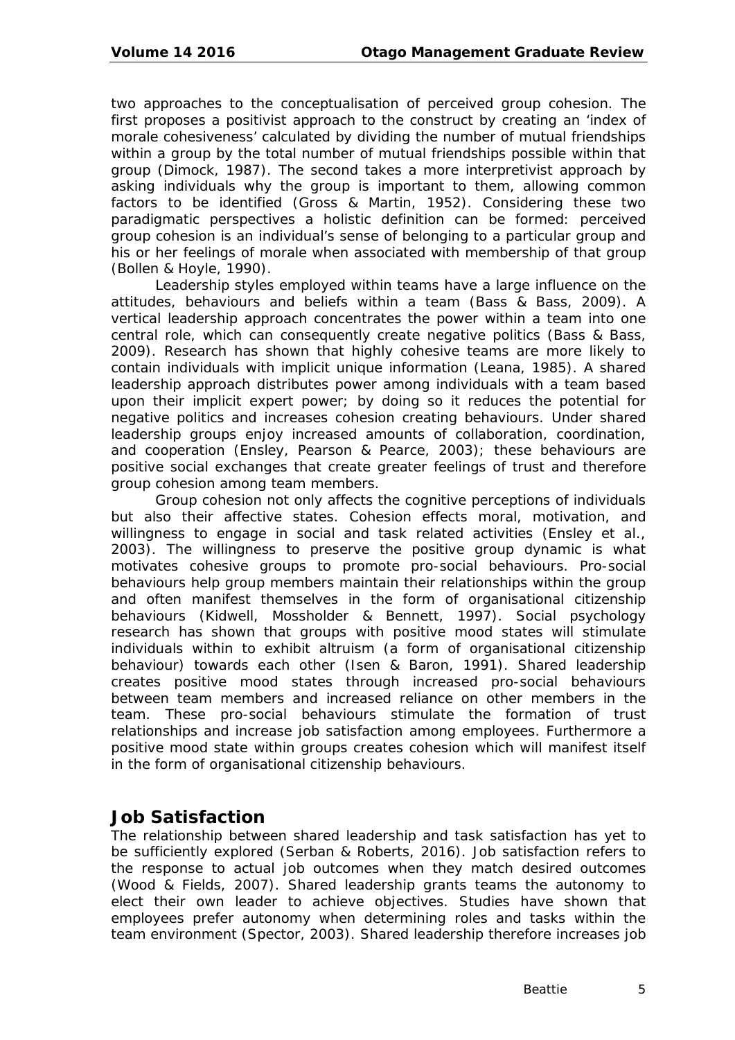two approaches to the conceptualisation of perceived group cohesion. The first proposes a positivist approach to the construct by creating an 'index of morale cohesiveness' calculated by dividing the number of mutual friendships within a group by the total number of mutual friendships possible within that group (Dimock, 1987). The second takes a more interpretivist approach by asking individuals why the group is important to them, allowing common factors to be identified (Gross & Martin, 1952). Considering these two paradigmatic perspectives a holistic definition can be formed: perceived group cohesion is an individual's sense of belonging to a particular group and his or her feelings of morale when associated with membership of that group (Bollen & Hoyle, 1990).

Leadership styles employed within teams have a large influence on the attitudes, behaviours and beliefs within a team (Bass & Bass, 2009). A vertical leadership approach concentrates the power within a team into one central role, which can consequently create negative politics (Bass & Bass, 2009). Research has shown that highly cohesive teams are more likely to contain individuals with implicit unique information (Leana, 1985). A shared leadership approach distributes power among individuals with a team based upon their implicit expert power; by doing so it reduces the potential for negative politics and increases cohesion creating behaviours. Under shared leadership groups enjoy increased amounts of collaboration, coordination, and cooperation (Ensley, Pearson & Pearce, 2003); these behaviours are positive social exchanges that create greater feelings of trust and therefore group cohesion among team members.

Group cohesion not only affects the cognitive perceptions of individuals but also their affective states. Cohesion effects moral, motivation, and willingness to engage in social and task related activities (Ensley et al., 2003). The willingness to preserve the positive group dynamic is what motivates cohesive groups to promote pro-social behaviours. Pro-social behaviours help group members maintain their relationships within the group and often manifest themselves in the form of organisational citizenship behaviours (Kidwell, Mossholder & Bennett, 1997). Social psychology research has shown that groups with positive mood states will stimulate individuals within to exhibit altruism (a form of organisational citizenship behaviour) towards each other (Isen & Baron, 1991). Shared leadership creates positive mood states through increased pro-social behaviours between team members and increased reliance on other members in the team. These pro-social behaviours stimulate the formation of trust relationships and increase job satisfaction among employees. Furthermore a positive mood state within groups creates cohesion which will manifest itself in the form of organisational citizenship behaviours.

## Job Satisfaction

The relationship between shared leadership and task satisfaction has yet to be sufficiently explored (Serban & Roberts, 2016). Job satisfaction refers to the response to actual job outcomes when they match desired outcomes (Wood & Fields, 2007). Shared leadership grants teams the autonomy to elect their own leader to achieve objectives. Studies have shown that employees prefer autonomy when determining roles and tasks within the team environment (Spector, 2003). Shared leadership therefore increases job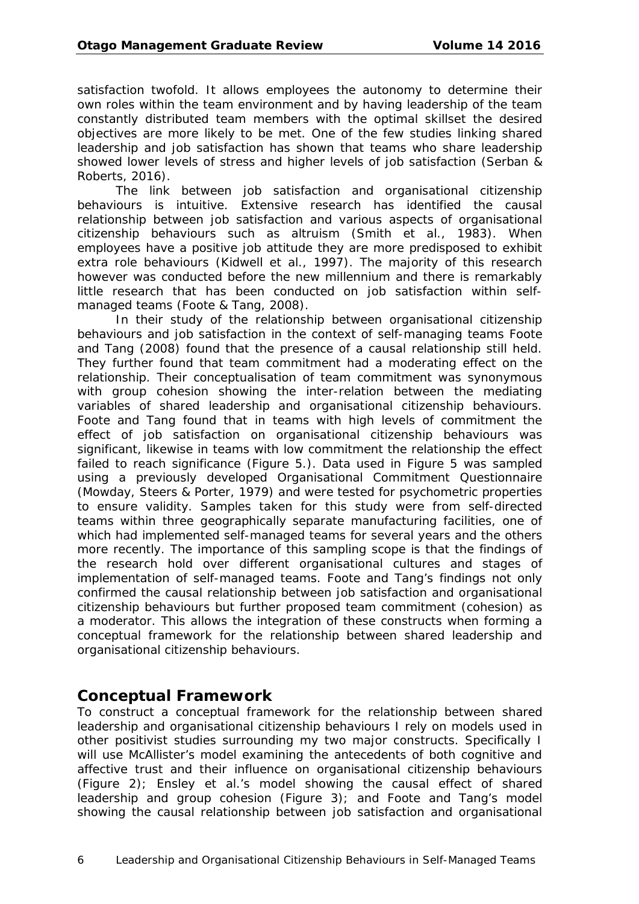satisfaction twofold. It allows employees the autonomy to determine their own roles within the team environment and by having leadership of the team constantly distributed team members with the optimal skillset the desired objectives are more likely to be met. One of the few studies linking shared leadership and job satisfaction has shown that teams who share leadership showed lower levels of stress and higher levels of job satisfaction (Serban & Roberts, 2016).

The link between job satisfaction and organisational citizenship behaviours is intuitive. Extensive research has identified the causal relationship between job satisfaction and various aspects of organisational citizenship behaviours such as altruism (Smith et al., 1983). When employees have a positive job attitude they are more predisposed to exhibit extra role behaviours (Kidwell et al., 1997). The majority of this research however was conducted before the new millennium and there is remarkably little research that has been conducted on job satisfaction within self-managed teams (Foote & Tang, 2008).

In their study of the relationship between organisational citizenship behaviours and job satisfaction in the context of self-managing teams Foote and Tang (2008) found that the presence of a causal relationship still held. They further found that team commitment had a moderating effect on the relationship. Their conceptualisation of team commitment was synonymous with group cohesion showing the inter-relation between the mediating variables of shared leadership and organisational citizenship behaviours. Foote and Tang found that in teams with high levels of commitment the effect of job satisfaction on organisational citizenship behaviours was significant, likewise in teams with low commitment the relationship the effect failed to reach significance (Figure 5.). Data used in Figure 5 was sampled using a previously developed Organisational Commitment Questionnaire (Mowday, Steers & Porter, 1979) and were tested for psychometric properties to ensure validity. Samples taken for this study were from self-directed teams within three geographically separate manufacturing facilities, one of which had implemented self-managed teams for several years and the others more recently. The importance of this sampling scope is that the findings of the research hold over different organisational cultures and stages of implementation of self-managed teams. Foote and Tang's findings not only confirmed the causal relationship between job satisfaction and organisational citizenship behaviours but further proposed team commitment (cohesion) as a moderator. This allows the integration of these constructs when forming a conceptual framework for the relationship between shared leadership and organisational citizenship behaviours.

## Conceptual Framework

To construct a conceptual framework for the relationship between shared leadership and organisational citizenship behaviours I rely on models used in other positivist studies surrounding my two major constructs. Specifically I will use McAllister's model examining the antecedents of both cognitive and affective trust and their influence on organisational citizenship behaviours (Figure 2); Ensley et al.'s model showing the causal effect of shared leadership and group cohesion (Figure 3); and Foote and Tang's model showing the causal relationship between job satisfaction and organisational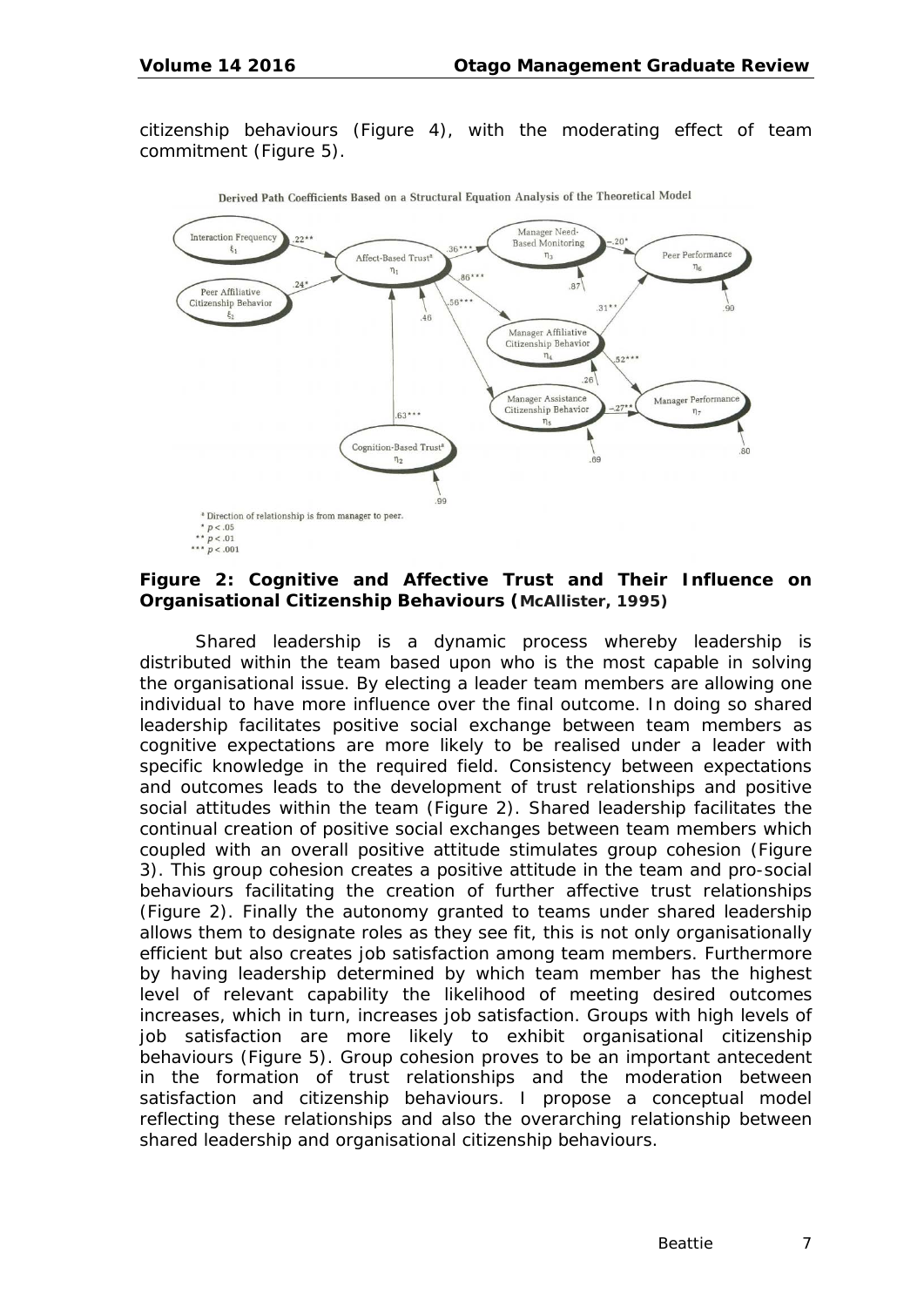citizenship behaviours (Figure 4), with the moderating effect of team commitment (Figure 5).

Derived Path Coefficients Based on a Structural Equation Analysis of the Theoretical Model

[a] Direction of relationship is from manager to peer.
* $p < .05$
** $p < .01$
*** $p < .001$

**Figure 2: Cognitive and Affective Trust and Their Influence on Organisational Citizenship Behaviours (McAllister, 1995)**

Shared leadership is a dynamic process whereby leadership is distributed within the team based upon who is the most capable in solving the organisational issue. By electing a leader team members are allowing one individual to have more influence over the final outcome. In doing so shared leadership facilitates positive social exchange between team members as cognitive expectations are more likely to be realised under a leader with specific knowledge in the required field. Consistency between expectations and outcomes leads to the development of trust relationships and positive social attitudes within the team (Figure 2). Shared leadership facilitates the continual creation of positive social exchanges between team members which coupled with an overall positive attitude stimulates group cohesion (Figure 3). This group cohesion creates a positive attitude in the team and pro-social behaviours facilitating the creation of further affective trust relationships (Figure 2). Finally the autonomy granted to teams under shared leadership allows them to designate roles as they see fit, this is not only organisationally efficient but also creates job satisfaction among team members. Furthermore by having leadership determined by which team member has the highest level of relevant capability the likelihood of meeting desired outcomes increases, which in turn, increases job satisfaction. Groups with high levels of job satisfaction are more likely to exhibit organisational citizenship behaviours (Figure 5). Group cohesion proves to be an important antecedent in the formation of trust relationships and the moderation between satisfaction and citizenship behaviours. I propose a conceptual model reflecting these relationships and also the overarching relationship between shared leadership and organisational citizenship behaviours.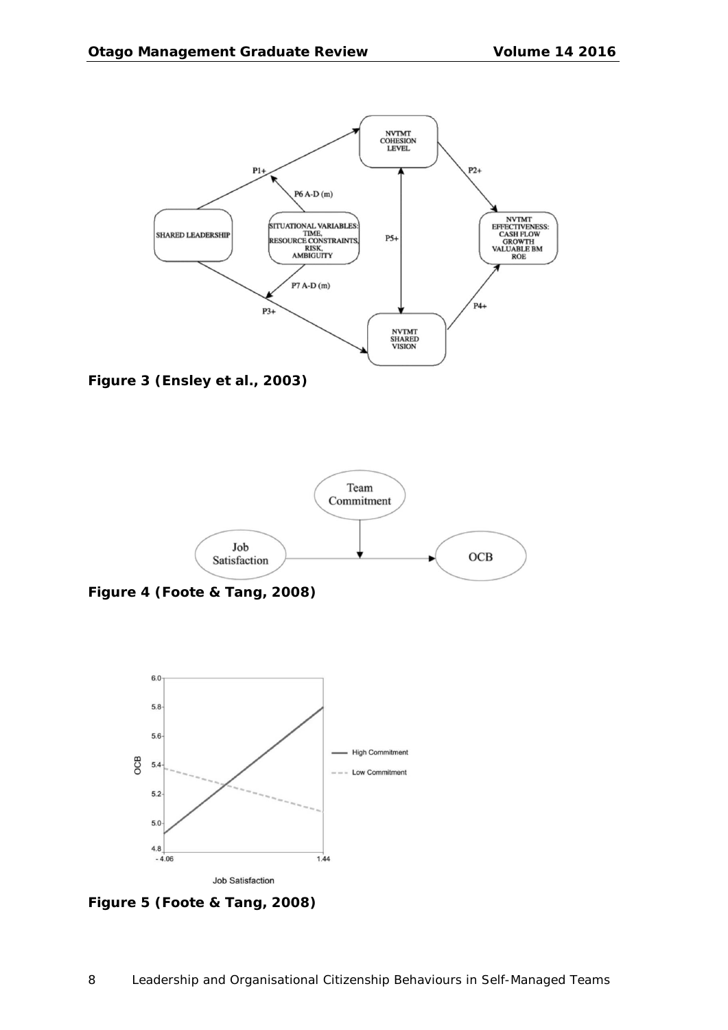**Figure 3 (Ensley et al., 2003)**

**Figure 4 (Foote & Tang, 2008)**

**Figure 5 (Foote & Tang, 2008)**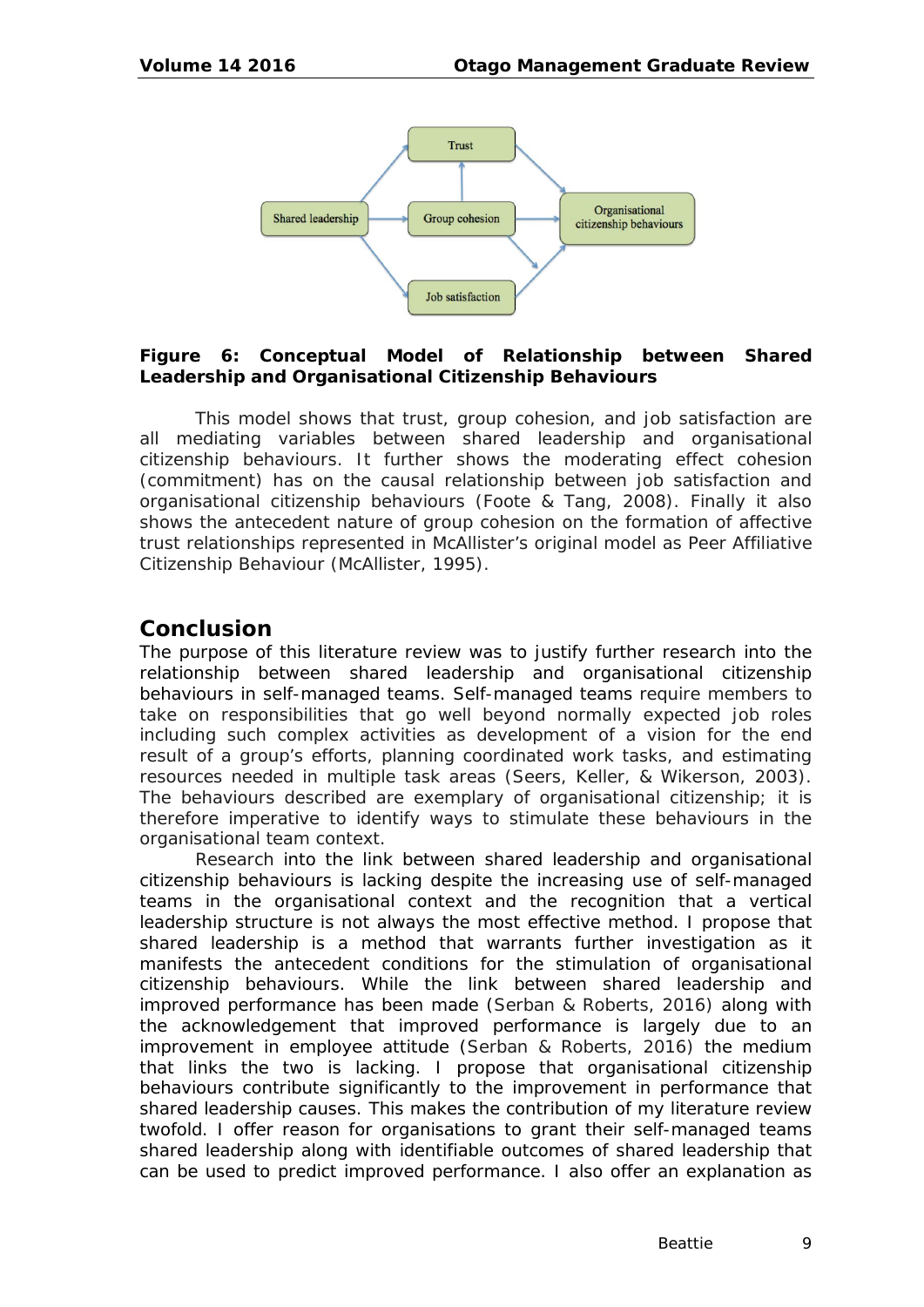**Figure 6: Conceptual Model of Relationship between Shared Leadership and Organisational Citizenship Behaviours**

This model shows that trust, group cohesion, and job satisfaction are all mediating variables between shared leadership and organisational citizenship behaviours. It further shows the moderating effect cohesion (commitment) has on the causal relationship between job satisfaction and organisational citizenship behaviours (Foote & Tang, 2008). Finally it also shows the antecedent nature of group cohesion on the formation of affective trust relationships represented in McAllister's original model as Peer Affiliative Citizenship Behaviour (McAllister, 1995).

## Conclusion

The purpose of this literature review was to justify further research into the relationship between shared leadership and organisational citizenship behaviours in self-managed teams. Self-managed teams require members to take on responsibilities that go well beyond normally expected job roles including such complex activities as development of a vision for the end result of a group's efforts, planning coordinated work tasks, and estimating resources needed in multiple task areas (Seers, Keller, & Wikerson, 2003). The behaviours described are exemplary of organisational citizenship; it is therefore imperative to identify ways to stimulate these behaviours in the organisational team context.

Research into the link between shared leadership and organisational citizenship behaviours is lacking despite the increasing use of self-managed teams in the organisational context and the recognition that a vertical leadership structure is not always the most effective method. I propose that shared leadership is a method that warrants further investigation as it manifests the antecedent conditions for the stimulation of organisational citizenship behaviours. While the link between shared leadership and improved performance has been made (Serban & Roberts, 2016) along with the acknowledgement that improved performance is largely due to an improvement in employee attitude (Serban & Roberts, 2016) the medium that links the two is lacking. I propose that organisational citizenship behaviours contribute significantly to the improvement in performance that shared leadership causes. This makes the contribution of my literature review twofold. I offer reason for organisations to grant their self-managed teams shared leadership along with identifiable outcomes of shared leadership that can be used to predict improved performance. I also offer an explanation as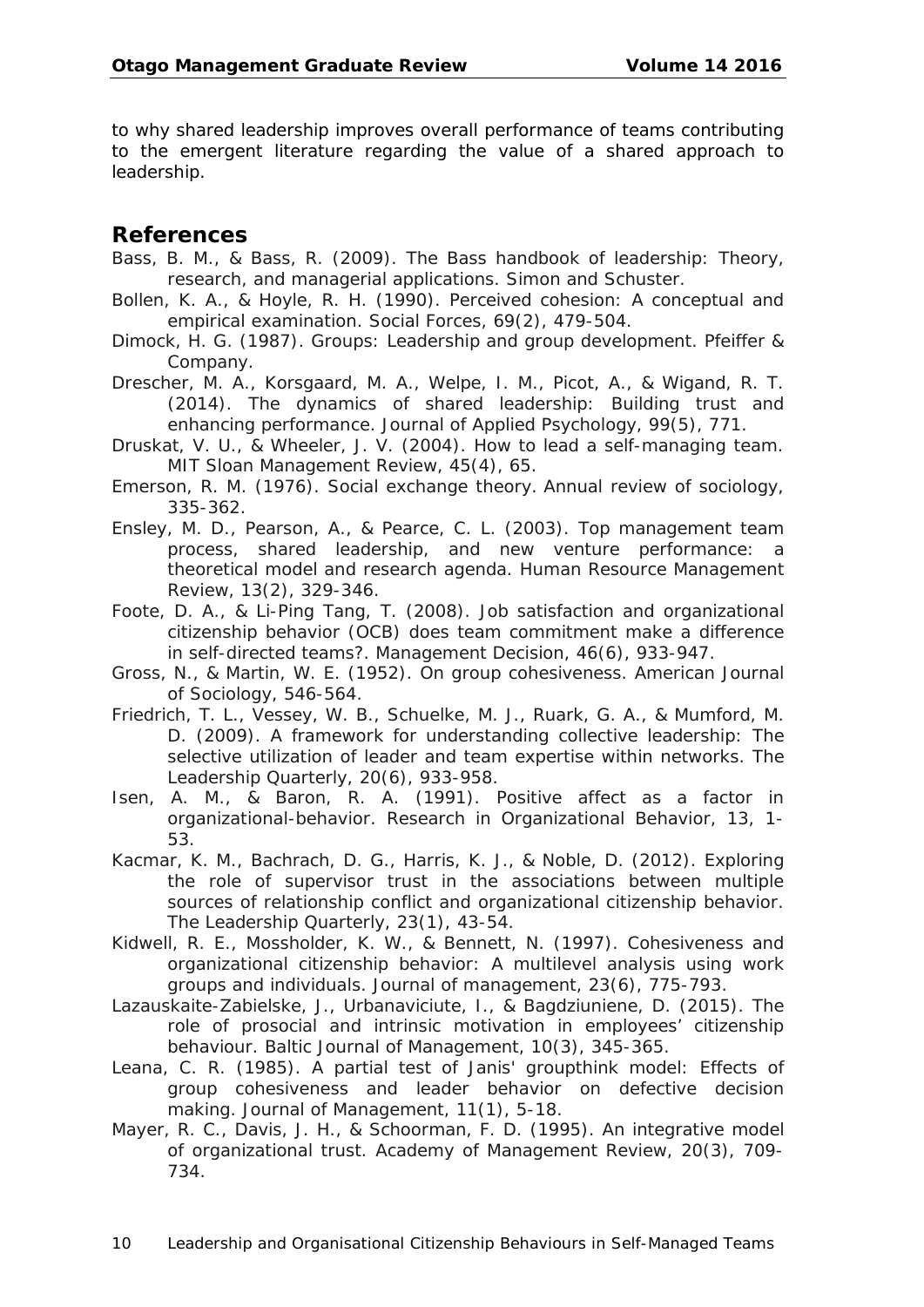to why shared leadership improves overall performance of teams contributing to the emergent literature regarding the value of a shared approach to leadership.

## References

Bass, B. M., & Bass, R. (2009). The Bass handbook of leadership: Theory, research, and managerial applications. Simon and Schuster.

Bollen, K. A., & Hoyle, R. H. (1990). Perceived cohesion: A conceptual and empirical examination. Social Forces, 69(2), 479-504.

Dimock, H. G. (1987). Groups: Leadership and group development. Pfeiffer & Company.

Drescher, M. A., Korsgaard, M. A., Welpe, I. M., Picot, A., & Wigand, R. T. (2014). The dynamics of shared leadership: Building trust and enhancing performance. Journal of Applied Psychology, 99(5), 771.

Druskat, V. U., & Wheeler, J. V. (2004). How to lead a self-managing team. MIT Sloan Management Review, 45(4), 65.

Emerson, R. M. (1976). Social exchange theory. Annual review of sociology, 335-362.

Ensley, M. D., Pearson, A., & Pearce, C. L. (2003). Top management team process, shared leadership, and new venture performance: a theoretical model and research agenda. Human Resource Management Review, 13(2), 329-346.

Foote, D. A., & Li-Ping Tang, T. (2008). Job satisfaction and organizational citizenship behavior (OCB) does team commitment make a difference in self-directed teams?. Management Decision, 46(6), 933-947.

Gross, N., & Martin, W. E. (1952). On group cohesiveness. American Journal of Sociology, 546-564.

Friedrich, T. L., Vessey, W. B., Schuelke, M. J., Ruark, G. A., & Mumford, M. D. (2009). A framework for understanding collective leadership: The selective utilization of leader and team expertise within networks. The Leadership Quarterly, 20(6), 933-958.

Isen, A. M., & Baron, R. A. (1991). Positive affect as a factor in organizational-behavior. Research in Organizational Behavior, 13, 1-53.

Kacmar, K. M., Bachrach, D. G., Harris, K. J., & Noble, D. (2012). Exploring the role of supervisor trust in the associations between multiple sources of relationship conflict and organizational citizenship behavior. The Leadership Quarterly, 23(1), 43-54.

Kidwell, R. E., Mossholder, K. W., & Bennett, N. (1997). Cohesiveness and organizational citizenship behavior: A multilevel analysis using work groups and individuals. Journal of management, 23(6), 775-793.

Lazauskaite-Zabielske, J., Urbanaviciute, I., & Bagdziuniene, D. (2015). The role of prosocial and intrinsic motivation in employees' citizenship behaviour. Baltic Journal of Management, 10(3), 345-365.

Leana, C. R. (1985). A partial test of Janis' groupthink model: Effects of group cohesiveness and leader behavior on defective decision making. Journal of Management, 11(1), 5-18.

Mayer, R. C., Davis, J. H., & Schoorman, F. D. (1995). An integrative model of organizational trust. Academy of Management Review, 20(3), 709-734.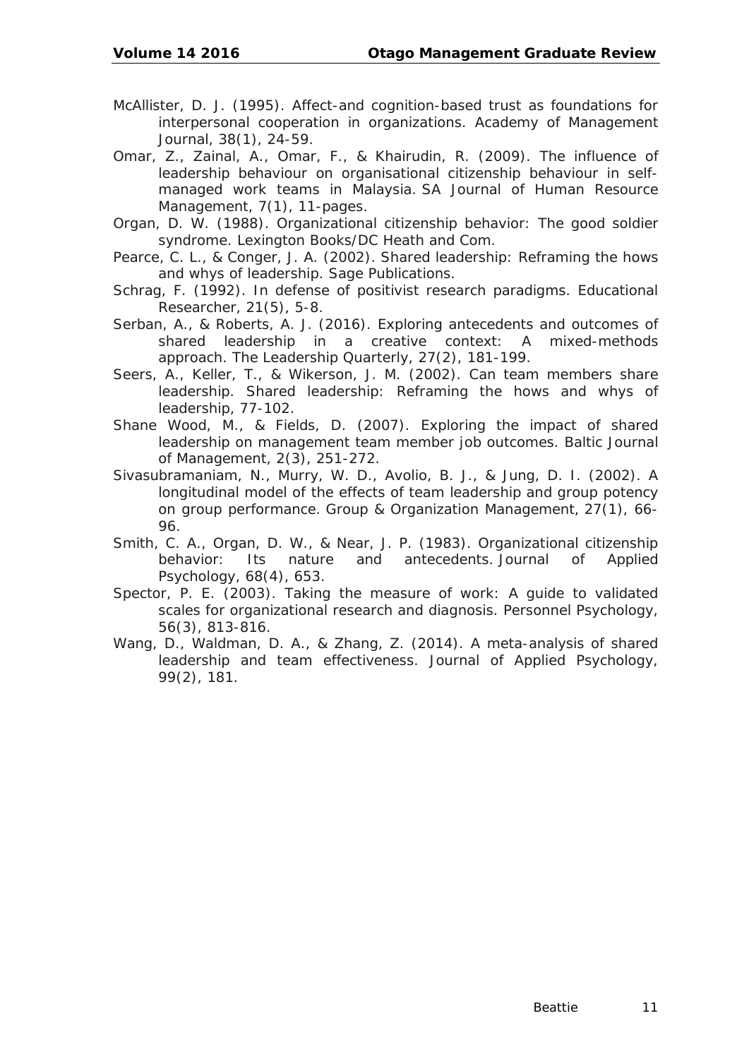McAllister, D. J. (1995). Affect-and cognition-based trust as foundations for interpersonal cooperation in organizations. Academy of Management Journal, 38(1), 24-59.

Omar, Z., Zainal, A., Omar, F., & Khairudin, R. (2009). The influence of leadership behaviour on organisational citizenship behaviour in self-managed work teams in Malaysia. SA Journal of Human Resource Management, 7(1), 11-pages.

Organ, D. W. (1988). Organizational citizenship behavior: The good soldier syndrome. Lexington Books/DC Heath and Com.

Pearce, C. L., & Conger, J. A. (2002). Shared leadership: Reframing the hows and whys of leadership. Sage Publications.

Schrag, F. (1992). In defense of positivist research paradigms. Educational Researcher, 21(5), 5-8.

Serban, A., & Roberts, A. J. (2016). Exploring antecedents and outcomes of shared leadership in a creative context: A mixed-methods approach. The Leadership Quarterly, 27(2), 181-199.

Seers, A., Keller, T., & Wikerson, J. M. (2002). Can team members share leadership. Shared leadership: Reframing the hows and whys of leadership, 77-102.

Shane Wood, M., & Fields, D. (2007). Exploring the impact of shared leadership on management team member job outcomes. Baltic Journal of Management, 2(3), 251-272.

Sivasubramaniam, N., Murry, W. D., Avolio, B. J., & Jung, D. I. (2002). A longitudinal model of the effects of team leadership and group potency on group performance. Group & Organization Management, 27(1), 66-96.

Smith, C. A., Organ, D. W., & Near, J. P. (1983). Organizational citizenship behavior: Its nature and antecedents. Journal of Applied Psychology, 68(4), 653.

Spector, P. E. (2003). Taking the measure of work: A guide to validated scales for organizational research and diagnosis. Personnel Psychology, 56(3), 813-816.

Wang, D., Waldman, D. A., & Zhang, Z. (2014). A meta-analysis of shared leadership and team effectiveness. Journal of Applied Psychology, 99(2), 181.